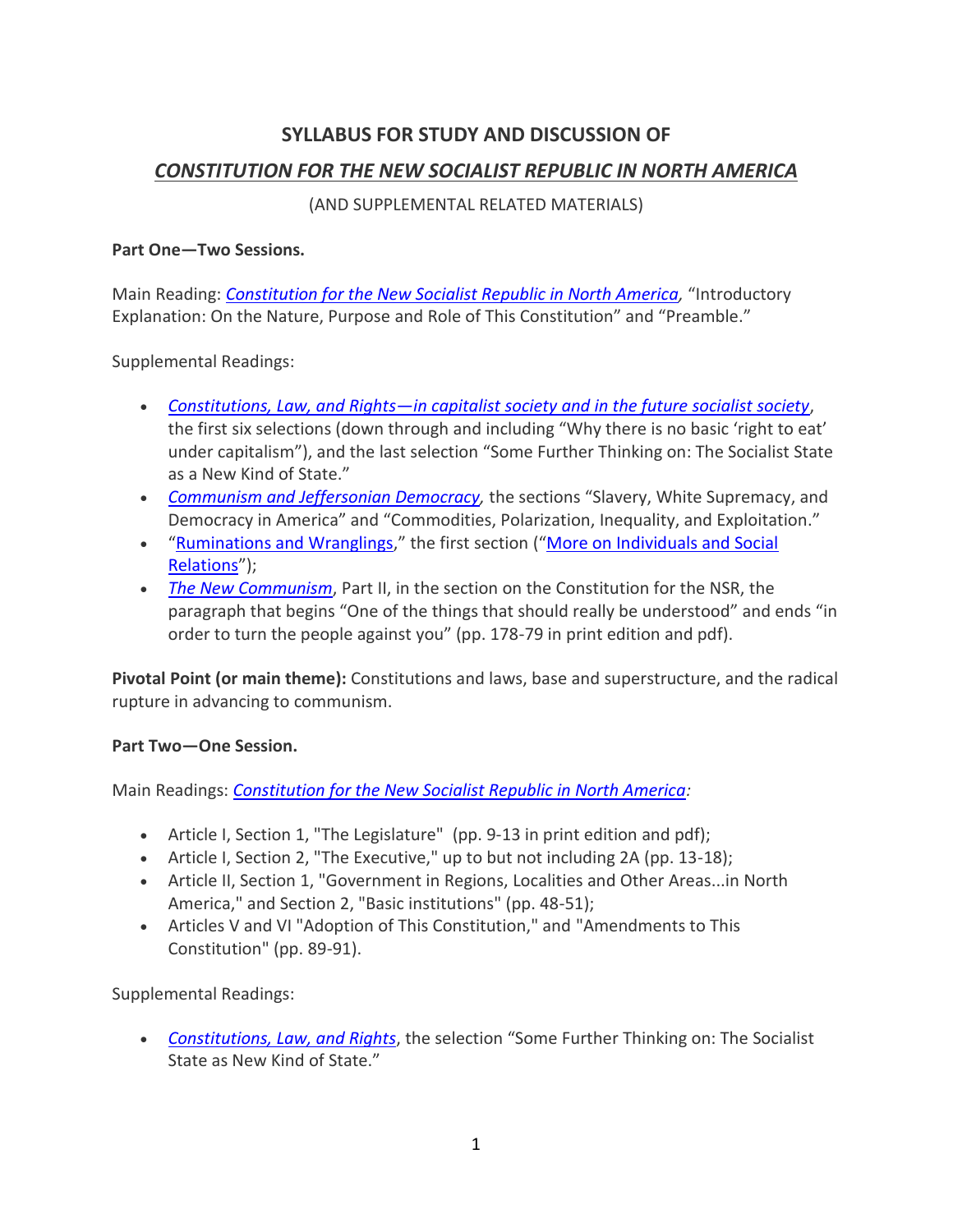# SYLLABUS FOR STUDY AND DISCUSSION OF

## *CONSTITUTION FOR THE NEW SOCIALIST REPUBLIC IN NORTH AMERICA*

(AND SUPPLEMENTAL RELATED MATERIALS)

**Part One—Two Sessions.**

Main Reading: *Constitution for the New Socialist Republic in North America,* "Introductory Explanation: On the Nature, Purpose and Role of This Constitution" and "Preamble."

Supplemental Readings:

- *Constitutions, Law, and Rights—in capitalist society and in the future socialist society*, the first six selections (down through and including "Why there is no basic 'right to eat' under capitalism"), and the last selection "Some Further Thinking on: The Socialist State as a New Kind of State."
- *Communism and Jeffersonian Democracy,* the sections "Slavery, White Supremacy, and Democracy in America" and "Commodities, Polarization, Inequality, and Exploitation."
- "Ruminations and Wranglings," the first section ("More on Individuals and Social Relations");
- *The New Communism*, Part II, in the section on the Constitution for the NSR, the paragraph that begins "One of the things that should really be understood" and ends "in order to turn the people against you" (pp. 178-79 in print edition and pdf).

**Pivotal Point (or main theme):** Constitutions and laws, base and superstructure, and the radical rupture in advancing to communism.

**Part Two—One Session.**

Main Readings: *Constitution for the New Socialist Republic in North America:*

- Article I, Section 1, "The Legislature" (pp. 9-13 in print edition and pdf);
- Article I, Section 2, "The Executive," up to but not including 2A (pp. 13-18);
- Article II, Section 1, "Government in Regions, Localities and Other Areas...in North America," and Section 2, "Basic institutions" (pp. 48-51);
- Articles V and VI "Adoption of This Constitution," and "Amendments to This Constitution" (pp. 89-91).

Supplemental Readings:

- *Constitutions, Law, and Rights*, the selection "Some Further Thinking on: The Socialist State as New Kind of State."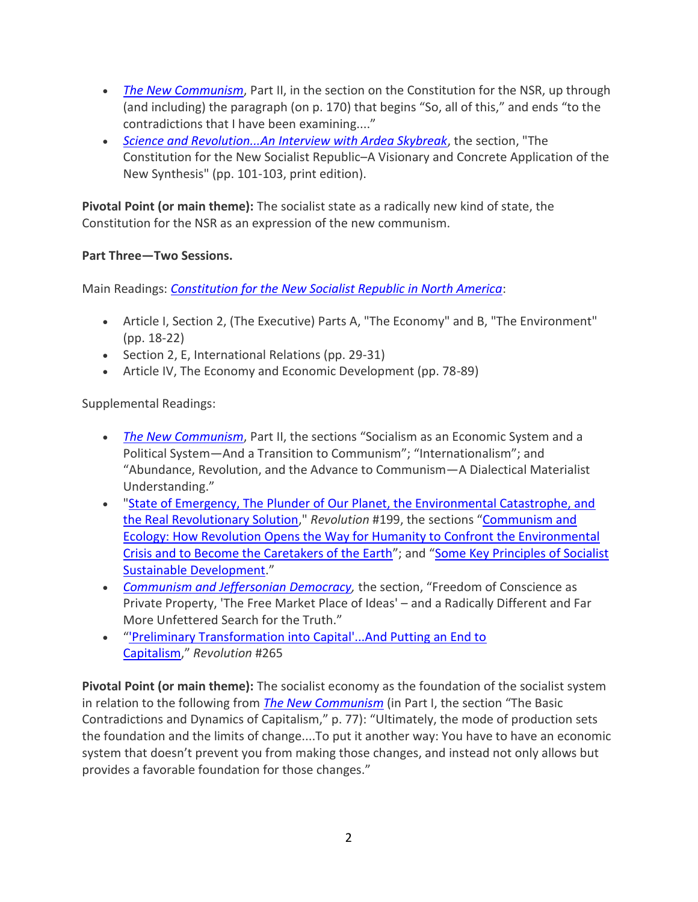- *The New Communism*, Part II, in the section on the Constitution for the NSR, up through (and including) the paragraph (on p. 170) that begins "So, all of this," and ends "to the contradictions that I have been examining...."
- *Science and Revolution...An Interview with Ardea Skybreak*, the section, "The Constitution for the New Socialist Republic–A Visionary and Concrete Application of the New Synthesis" (pp. 101-103, print edition).

**Pivotal Point (or main theme):** The socialist state as a radically new kind of state, the Constitution for the NSR as an expression of the new communism.

**Part Three—Two Sessions.**

Main Readings: *Constitution for the New Socialist Republic in North America*:

- Article I, Section 2, (The Executive) Parts A, "The Economy" and B, "The Environment" (pp. 18-22)
- Section 2, E, International Relations (pp. 29-31)
- Article IV, The Economy and Economic Development (pp. 78-89)

Supplemental Readings:

- *The New Communism*, Part II, the sections "Socialism as an Economic System and a Political System—And a Transition to Communism"; "Internationalism"; and "Abundance, Revolution, and the Advance to Communism—A Dialectical Materialist Understanding."
- "State of Emergency, The Plunder of Our Planet, the Environmental Catastrophe, and the Real Revolutionary Solution," *Revolution* #199, the sections "Communism and Ecology: How Revolution Opens the Way for Humanity to Confront the Environmental Crisis and to Become the Caretakers of the Earth"; and "Some Key Principles of Socialist Sustainable Development."
- *Communism and Jeffersonian Democracy,* the section, "Freedom of Conscience as Private Property, 'The Free Market Place of Ideas' – and a Radically Different and Far More Unfettered Search for the Truth."
- "'Preliminary Transformation into Capital'...And Putting an End to Capitalism," *Revolution* #265

**Pivotal Point (or main theme):** The socialist economy as the foundation of the socialist system in relation to the following from *The New Communism* (in Part I, the section "The Basic Contradictions and Dynamics of Capitalism," p. 77): "Ultimately, the mode of production sets the foundation and the limits of change....To put it another way: You have to have an economic system that doesn't prevent you from making those changes, and instead not only allows but provides a favorable foundation for those changes."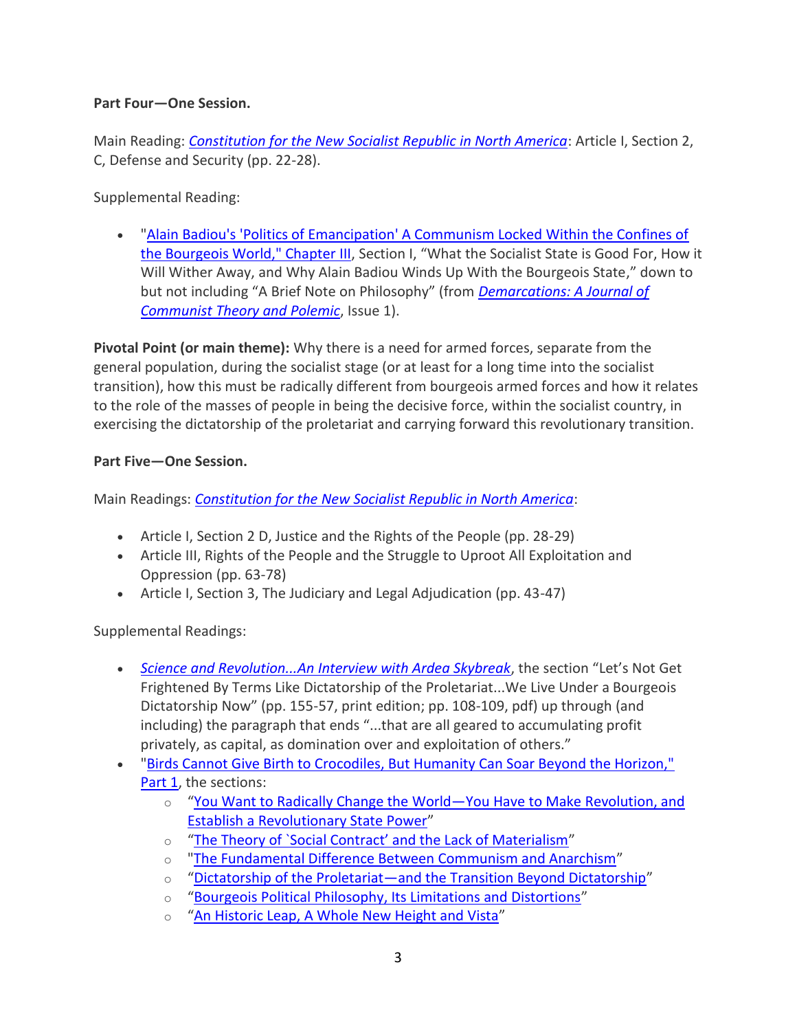**Part Four—One Session.**

Main Reading: *Constitution for the New Socialist Republic in North America*: Article I, Section 2, C, Defense and Security (pp. 22-28).

Supplemental Reading:

- "Alain Badiou's 'Politics of Emancipation' A Communism Locked Within the Confines of the Bourgeois World," Chapter III, Section I, "What the Socialist State is Good For, How it Will Wither Away, and Why Alain Badiou Winds Up With the Bourgeois State," down to but not including "A Brief Note on Philosophy" (from *Demarcations: A Journal of Communist Theory and Polemic*, Issue 1).

**Pivotal Point (or main theme):** Why there is a need for armed forces, separate from the general population, during the socialist stage (or at least for a long time into the socialist transition), how this must be radically different from bourgeois armed forces and how it relates to the role of the masses of people in being the decisive force, within the socialist country, in exercising the dictatorship of the proletariat and carrying forward this revolutionary transition.

**Part Five—One Session.**

Main Readings: *Constitution for the New Socialist Republic in North America*:

- Article I, Section 2 D, Justice and the Rights of the People (pp. 28-29)
- Article III, Rights of the People and the Struggle to Uproot All Exploitation and Oppression (pp. 63-78)
- Article I, Section 3, The Judiciary and Legal Adjudication (pp. 43-47)

Supplemental Readings:

- *Science and Revolution...An Interview with Ardea Skybreak*, the section "Let's Not Get Frightened By Terms Like Dictatorship of the Proletariat...We Live Under a Bourgeois Dictatorship Now" (pp. 155-57, print edition; pp. 108-109, pdf) up through (and including) the paragraph that ends "...that are all geared to accumulating profit privately, as capital, as domination over and exploitation of others."
- "Birds Cannot Give Birth to Crocodiles, But Humanity Can Soar Beyond the Horizon," Part 1, the sections:
  - "You Want to Radically Change the World—You Have to Make Revolution, and Establish a Revolutionary State Power"
  - "The Theory of `Social Contract' and the Lack of Materialism"
  - "The Fundamental Difference Between Communism and Anarchism"
  - "Dictatorship of the Proletariat—and the Transition Beyond Dictatorship"
  - "Bourgeois Political Philosophy, Its Limitations and Distortions"
  - "An Historic Leap, A Whole New Height and Vista"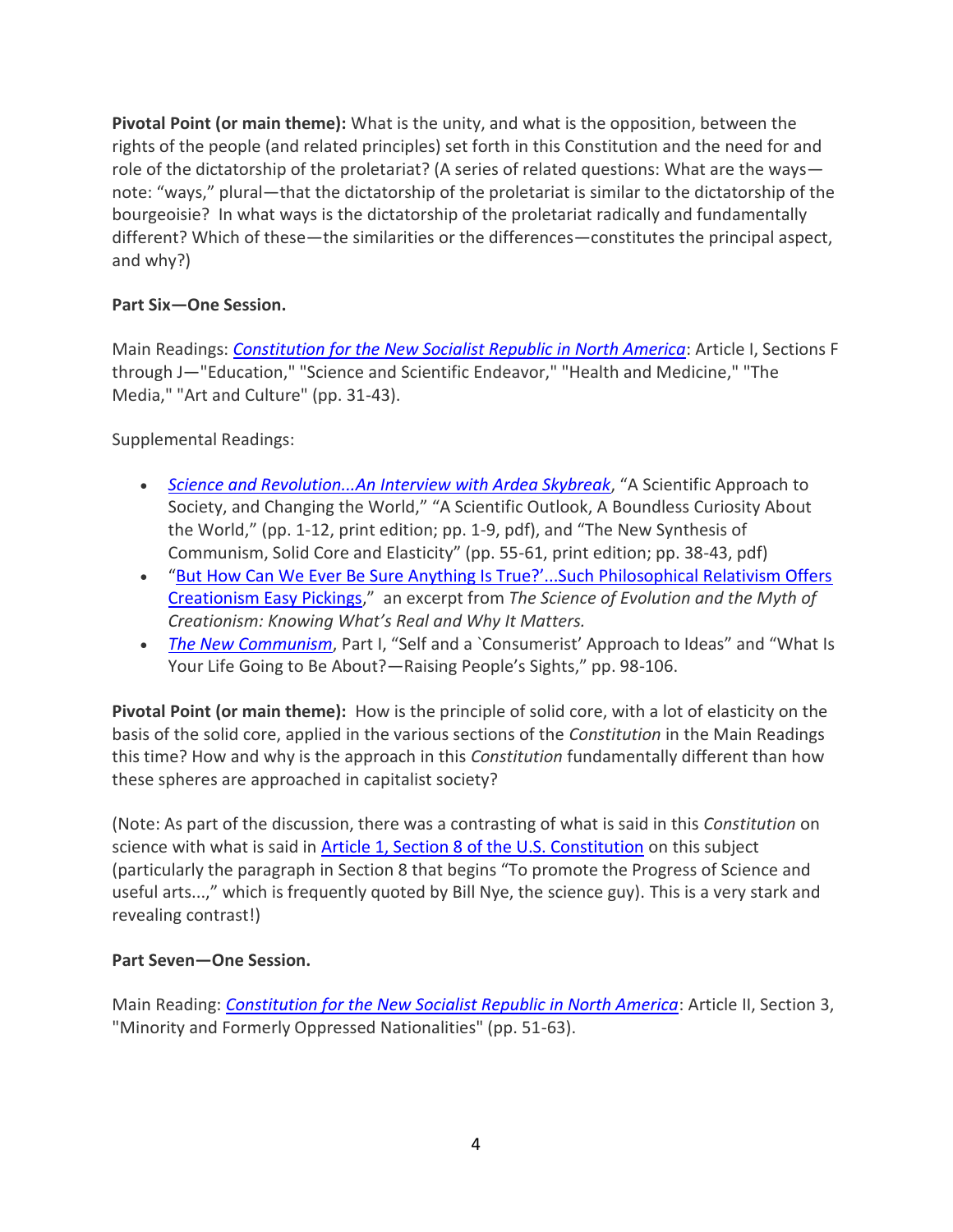**Pivotal Point (or main theme):** What is the unity, and what is the opposition, between the rights of the people (and related principles) set forth in this Constitution and the need for and role of the dictatorship of the proletariat? (A series of related questions: What are the ways—note: "ways," plural—that the dictatorship of the proletariat is similar to the dictatorship of the bourgeoisie? In what ways is the dictatorship of the proletariat radically and fundamentally different? Which of these—the similarities or the differences—constitutes the principal aspect, and why?)

**Part Six—One Session.**

Main Readings: *Constitution for the New Socialist Republic in North America*: Article I, Sections F through J—"Education," "Science and Scientific Endeavor," "Health and Medicine," "The Media," "Art and Culture" (pp. 31-43).

Supplemental Readings:

- *Science and Revolution...An Interview with Ardea Skybreak*, "A Scientific Approach to Society, and Changing the World," "A Scientific Outlook, A Boundless Curiosity About the World," (pp. 1-12, print edition; pp. 1-9, pdf), and "The New Synthesis of Communism, Solid Core and Elasticity" (pp. 55-61, print edition; pp. 38-43, pdf)
- "But How Can We Ever Be Sure Anything Is True?'...Such Philosophical Relativism Offers Creationism Easy Pickings," an excerpt from *The Science of Evolution and the Myth of Creationism: Knowing What's Real and Why It Matters.*
- *The New Communism*, Part I, "Self and a `Consumerist' Approach to Ideas" and "What Is Your Life Going to Be About?—Raising People's Sights," pp. 98-106.

**Pivotal Point (or main theme):** How is the principle of solid core, with a lot of elasticity on the basis of the solid core, applied in the various sections of the *Constitution* in the Main Readings this time? How and why is the approach in this *Constitution* fundamentally different than how these spheres are approached in capitalist society?

(Note: As part of the discussion, there was a contrasting of what is said in this *Constitution* on science with what is said in Article 1, Section 8 of the U.S. Constitution on this subject (particularly the paragraph in Section 8 that begins "To promote the Progress of Science and useful arts...," which is frequently quoted by Bill Nye, the science guy). This is a very stark and revealing contrast!)

**Part Seven—One Session.**

Main Reading: *Constitution for the New Socialist Republic in North America*: Article II, Section 3, "Minority and Formerly Oppressed Nationalities" (pp. 51-63).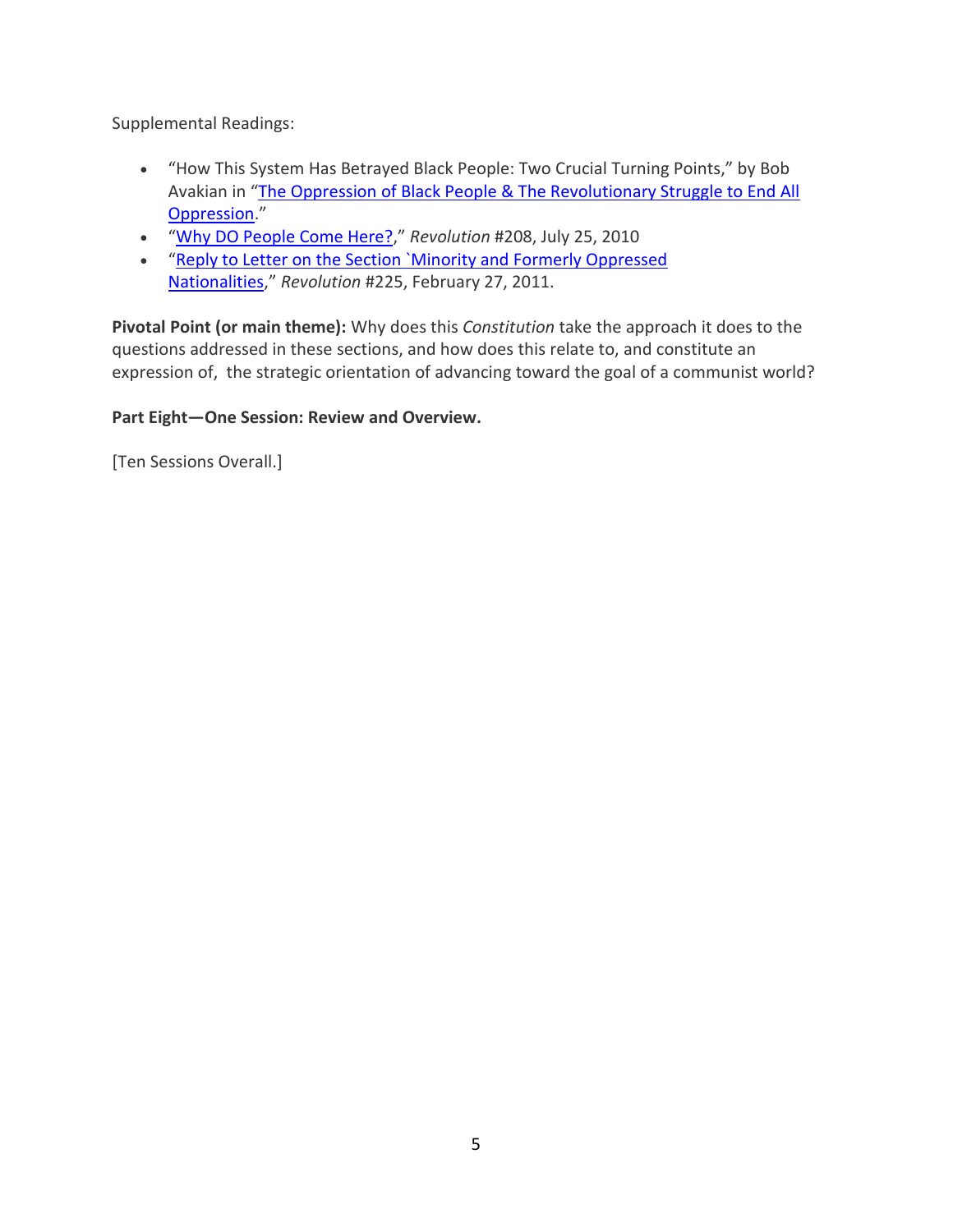Supplemental Readings:

- "How This System Has Betrayed Black People: Two Crucial Turning Points," by Bob Avakian in "The Oppression of Black People & The Revolutionary Struggle to End All Oppression."
- "Why DO People Come Here?," *Revolution* #208, July 25, 2010
- "Reply to Letter on the Section `Minority and Formerly Oppressed Nationalities," *Revolution* #225, February 27, 2011.

**Pivotal Point (or main theme):** Why does this *Constitution* take the approach it does to the questions addressed in these sections, and how does this relate to, and constitute an expression of, the strategic orientation of advancing toward the goal of a communist world?

**Part Eight—One Session: Review and Overview.**

[Ten Sessions Overall.]